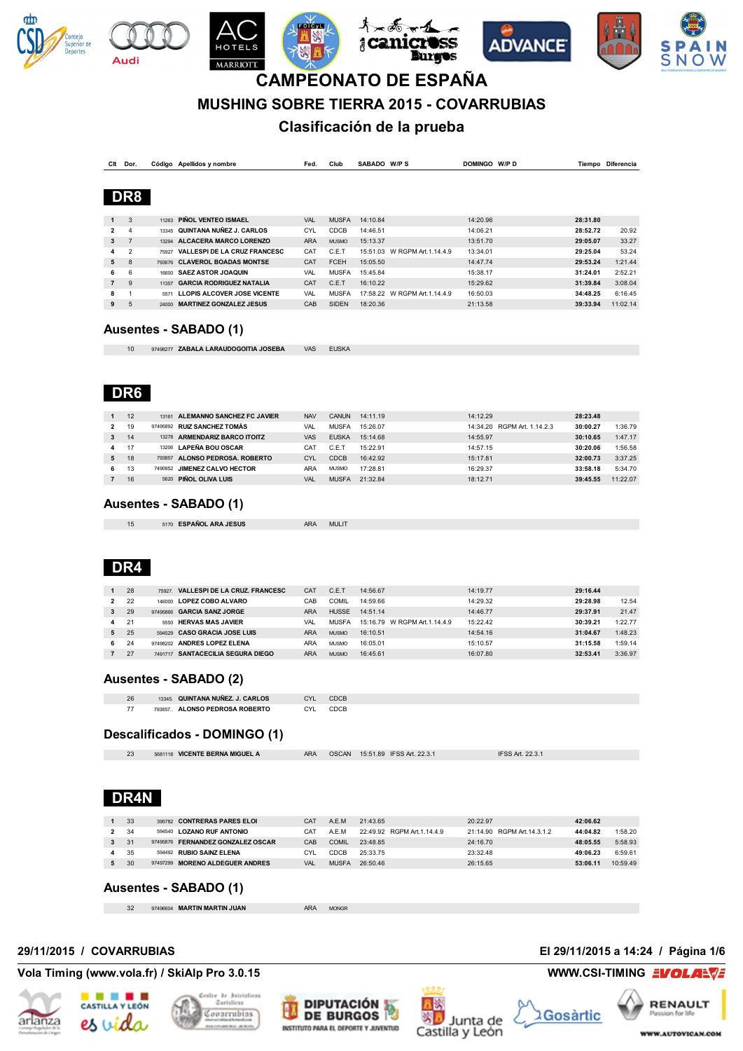# CAMPEONATO DE ESPAÑA

## MUSHING SOBRE TIERRA 2015 - COVARRUBIAS

### Clasificación de la prueba

## DR8

| Clt | Dor. | Código | Apellidos y nombre | Fed. | Club | SABADO | W/P S | DOMINGO | W/P D | Tiempo | Diferencia |
|---|---|---|---|---|---|---|---|---|---|---|---|
| 1 | 3 | 11263 | PIÑOL VENTEO ISMAEL | VAL | MUSFA | 14:10.84 | | 14:20.96 | | 28:31.80 | |
| 2 | 4 | 13345 | QUINTANA NUÑEZ J. CARLOS | CYL | CDCB | 14:46.51 | | 14:06.21 | | 28:52.72 | 20.92 |
| 3 | 7 | 13294 | ALCACERA MARCO LORENZO | ARA | MUSMO | 15:13.37 | | 13:51.70 | | 29:05.07 | 33.27 |
| 4 | 2 | 75927 | VALLESPI DE LA CRUZ FRANCESC | CAT | C.E.T | 15:51.03 | W RGPM Art.1.14.4.9 | 13:34.01 | | 29:25.04 | 53.24 |
| 5 | 8 | 793676 | CLAVEROL BOADAS MONTSE | CAT | FCEH | 15:05.50 | | 14:47.74 | | 29:53.24 | 1:21.44 |
| 6 | 6 | 16600 | SAEZ ASTOR JOAQUIN | VAL | MUSFA | 15:45.84 | | 15:38.17 | | 31:24.01 | 2:52.21 |
| 7 | 9 | 11357 | GARCIA RODRIGUEZ NATALIA | CAT | C.E.T | 16:10.22 | | 15:29.62 | | 31:39.84 | 3:08.04 |
| 8 | 1 | 5571 | LLOPIS ALCOVER JOSE VICENTE | VAL | MUSFA | 17:58.22 | W RGPM Art.1.14.4.9 | 16:50.03 | | 34:48.25 | 6:16.45 |
| 9 | 5 | 24000 | MARTINEZ GONZALEZ JESUS | CAB | SIDEN | 18:20.36 | | 21:13.58 | | 39:33.94 | 11:02.14 |

### Ausentes - SABADO (1)

| Dor. | Código | Apellidos y nombre | Fed. | Club |
|---|---|---|---|---|
| 10 | 97498277 | ZABALA LARAUDOGOITIA JOSEBA | VAS | EUSKA |

## DR6

| Clt | Dor. | Código | Apellidos y nombre | Fed. | Club | SABADO | W/P S | DOMINGO | W/P D | Tiempo | Diferencia |
|---|---|---|---|---|---|---|---|---|---|---|---|
| 1 | 12 | 13161 | ALEMANNO SANCHEZ FC JAVIER | NAV | CANUN | 14:11.19 | | 14:12.29 | | 28:23.48 | |
| 2 | 19 | 97495892 | RUIZ SANCHEZ TOMÁS | VAL | MUSFA | 15:26.07 | | 14:34.20 | RGPM Art. 1.14.2.3 | 30:00.27 | 1:36.79 |
| 3 | 14 | 13278 | ARMENDARIZ BARCO ITOITZ | VAS | EUSKA | 15:14.68 | | 14:55.97 | | 30:10.65 | 1:47.17 |
| 4 | 17 | 13206 | LAPEÑA BOU OSCAR | CAT | C.E.T | 15:22.91 | | 14:57.15 | | 30:20.06 | 1:56.58 |
| 5 | 18 | 793857 | ALONSO PEDROSA. ROBERTO | CYL | CDCB | 16:42.92 | | 15:17.81 | | 32:00.73 | 3:37.25 |
| 6 | 13 | 7490952 | JIMENEZ CALVO HECTOR | ARA | MUSMO | 17:28.81 | | 16:29.37 | | 33:58.18 | 5:34.70 |
| 7 | 16 | 5620 | PIÑOL OLIVA LUIS | VAL | MUSFA | 21:32.84 | | 18:12.71 | | 39:45.55 | 11:22.07 |

### Ausentes - SABADO (1)

| Dor. | Código | Apellidos y nombre | Fed. | Club |
|---|---|---|---|---|
| 15 | 5170 | ESPAÑOL ARA JESUS | ARA | MULIT |

## DR4

| Clt | Dor. | Código | Apellidos y nombre | Fed. | Club | SABADO | W/P S | DOMINGO | W/P D | Tiempo | Diferencia |
|---|---|---|---|---|---|---|---|---|---|---|---|
| 1 | 28 | 75927. | VALLESPI DE LA CRUZ. FRANCESC | CAT | C.E.T | 14:56.67 | | 14:19.77 | | 29:16.44 | |
| 2 | 22 | 146000 | LOPEZ COBO ALVARO | CAB | COMIL | 14:59.66 | | 14:29.32 | | 29:28.98 | 12.54 |
| 3 | 29 | 97495866 | GARCIA SANZ JORGE | ARA | HUSSE | 14:51.14 | | 14:46.77 | | 29:37.91 | 21.47 |
| 4 | 21 | 5550 | HERVAS MAS JAVIER | VAL | MUSFA | 15:16.79 | W RGPM Art.1.14.4.9 | 15:22.42 | | 30:39.21 | 1:22.77 |
| 5 | 25 | 594529 | CASO GRACIA JOSE LUIS | ARA | MUSMO | 16:10.51 | | 14:54.16 | | 31:04.67 | 1:48.23 |
| 6 | 24 | 97498202 | ANDRES LOPEZ ELENA | ARA | MUSMO | 16:05.01 | | 15:10.57 | | 31:15.58 | 1:59.14 |
| 7 | 27 | 7491717 | SANTACECILIA SEGURA DIEGO | ARA | MUSMO | 16:45.61 | | 16:07.80 | | 32:53.41 | 3:36.97 |

### Ausentes - SABADO (2)

| Dor. | Código | Apellidos y nombre | Fed. | Club |
|---|---|---|---|---|
| 26 | 13345. | QUINTANA NUÑEZ. J. CARLOS | CYL | CDCB |
| 77 | 793857.. | ALONSO PEDROSA ROBERTO | CYL | CDCB |

### Descalificados - DOMINGO (1)

| Dor. | Código | Apellidos y nombre | Fed. | Club | SABADO | W/P S | DOMINGO | W/P D |
|---|---|---|---|---|---|---|---|---|
| 23 | 5681118 | VICENTE BERNA MIGUEL A | ARA | OSCAN | 15:51.89 | IFSS Art. 22.3.1 | | IFSS Art. 22.3.1 |

## DR4N

| Clt | Dor. | Código | Apellidos y nombre | Fed. | Club | SABADO | W/P S | DOMINGO | W/P D | Tiempo | Diferencia |
|---|---|---|---|---|---|---|---|---|---|---|---|
| 1 | 33 | 395782 | CONTRERAS PARES ELOI | CAT | A.E.M | 21:43.65 | | 20:22.97 | | 42:06.62 | |
| 2 | 34 | 594540 | LOZANO RUF ANTONIO | CAT | A.E.M | 22:49.92 | RGPM Art.1.14.4.9 | 21:14.90 | RGPM Art.14.3.1.2 | 44:04.82 | 1:58.20 |
| 3 | 31 | 97495876 | FERNANDEZ GONZALEZ OSCAR | CAB | COMIL | 23:48.85 | | 24:16.70 | | 48:05.55 | 5:58.93 |
| 4 | 35 | 594492 | RUBIO SAINZ ELENA | CYL | CDCB | 25:33.75 | | 23:32.48 | | 49:06.23 | 6:59.61 |
| 5 | 30 | 97497299 | MORENO ALDEGUER ANDRES | VAL | MUSFA | 26:50.46 | | 26:15.65 | | 53:06.11 | 10:59.49 |

### Ausentes - SABADO (1)

| Dor. | Código | Apellidos y nombre | Fed. | Club |
|---|---|---|---|---|
| 32 | 97496604 | MARTIN MARTIN JUAN | ARA | MONGR |

29/11/2015 / COVARRUBIAS — El 29/11/2015 a 14:24

Vola Timing (www.vola.fr) / SkiAlp Pro 3.0.15 — WWW.CSI-TIMING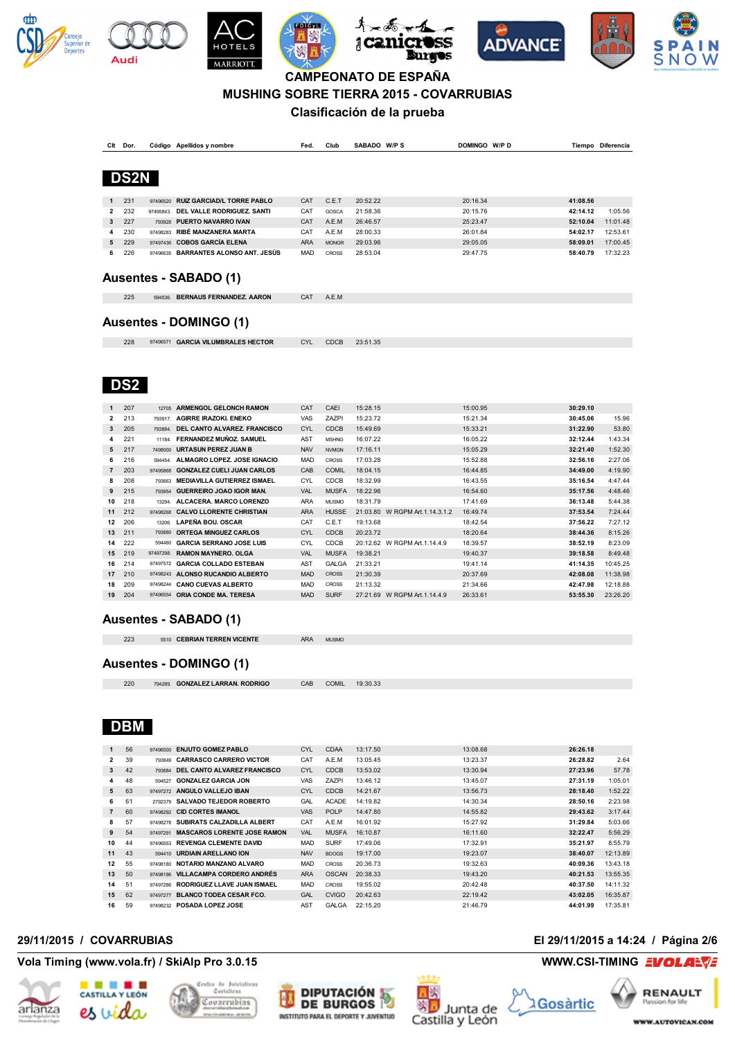# CAMPEONATO DE ESPAÑA
# MUSHING SOBRE TIERRA 2015 - COVARRUBIAS
## Clasificación de la prueba

## DS2N

| Clt | Dor. | Código | Apellidos y nombre | Fed. | Club | SABADO | W/P S | DOMINGO | W/P D | Tiempo | Diferencia |
|---|---|---|---|---|---|---|---|---|---|---|---|
| 1 | 231 | 97496520 | RUIZ GARCIADIL TORRE PABLO | CAT | C.E.T | 20:52.22 | | 20:16.34 | | 41:08.56 | |
| 2 | 232 | 97495843. | DEL VALLE RODRIGUEZ. SANTI | CAT | GOSCA | 21:58.36 | | 20:15.76 | | 42:14.12 | 1:05.56 |
| 3 | 227 | 793928 | PUERTO NAVARRO IVAN | CAT | A.E.M | 26:46.57 | | 25:23.47 | | 52:10.04 | 11:01.48 |
| 4 | 230 | 97498283 | RIBÉ MANZANERA MARTA | CAT | A.E.M | 28:00.33 | | 26:01.84 | | 54:02.17 | 12:53.61 |
| 5 | 229 | 97497436 | COBOS GARCÍA ELENA | ARA | MONGR | 29:03.96 | | 29:05.05 | | 58:09.01 | 17:00.45 |
| 6 | 226 | 97496635 | BARRANTES ALONSO ANT. JESÚS | MAD | CROSS | 28:53.04 | | 29:47.75 | | 58:40.79 | 17:32.23 |

### Ausentes - SABADO (1)

| Dor. | Código | Apellidos y nombre | Fed. | Club |
|---|---|---|---|---|
| 225 | 594536. | BERNAUS FERNANDEZ. AARON | CAT | A.E.M |

### Ausentes - DOMINGO (1)

| Dor. | Código | Apellidos y nombre | Fed. | Club | SABADO |
|---|---|---|---|---|---|
| 228 | 97496571 | GARCIA VILUMBRALES HECTOR | CYL | CDCB | 23:51.35 |

## DS2

| Clt | Dor. | Código | Apellidos y nombre | Fed. | Club | SABADO | W/P S | DOMINGO | W/P D | Tiempo | Diferencia |
|---|---|---|---|---|---|---|---|---|---|---|---|
| 1 | 207 | 12705 | ARMENGOL GELONCH RAMON | CAT | CAEI | 15:28.15 | | 15:00.95 | | 30:29.10 | |
| 2 | 213 | 793917. | AGIRRE IRAZOKI. ENEKO | VAS | ZAZPI | 15:23.72 | | 15:21.34 | | 30:45.06 | 15.96 |
| 3 | 205 | 793884. | DEL CANTO ALVAREZ. FRANCISCO | CYL | CDCB | 15:49.69 | | 15:33.21 | | 31:22.90 | 53.80 |
| 4 | 221 | 11184. | FERNANDEZ MUÑOZ. SAMUEL | AST | MSHNG | 16:07.22 | | 16:05.22 | | 32:12.44 | 1:43.34 |
| 5 | 217 | 7498000 | URTASUN PEREZ JUAN B | NAV | NVMGN | 17:16.11 | | 15:05.29 | | 32:21.40 | 1:52.30 |
| 6 | 216 | 594454. | ALMAGRO LOPEZ. JOSE IGNACIO | MAD | CROSS | 17:03.28 | | 15:52.88 | | 32:56.16 | 2:27.06 |
| 7 | 203 | 97495868 | GONZALEZ CUELI JUAN CARLOS | CAB | COMIL | 18:04.15 | | 16:44.85 | | 34:49.00 | 4:19.90 |
| 8 | 208 | 793663 | MEDIAVILLA GUTIERREZ ISMAEL | CYL | CDCB | 18:32.99 | | 16:43.55 | | 35:16.54 | 4:47.44 |
| 9 | 215 | 793954 | GUERREIRO JOAO IGOR MAN. | VAL | MUSFA | 18:22.96 | | 16:54.60 | | 35:17.56 | 4:48.46 |
| 10 | 218 | 13294. | ALCACERA. MARCO LORENZO | ARA | MUSMO | 18:31.79 | | 17:41.69 | | 36:13.48 | 5:44.38 |
| 11 | 212 | 97498268 | CALVO LLORENTE CHRISTIAN | ARA | HUSSE | 21:03.80 | W RGPM Art.1.14.3.1.2 | 16:49.74 | | 37:53.54 | 7:24.44 |
| 12 | 206 | 13206. | LAPEÑA BOU. OSCAR | CAT | C.E.T | 19:13.68 | | 18:42.54 | | 37:56.22 | 7:27.12 |
| 13 | 211 | 793880 | ORTEGA MINGUEZ CARLOS | CYL | CDCB | 20:23.72 | | 18:20.64 | | 38:44.36 | 8:15.26 |
| 14 | 222 | 594460 | GARCIA SERRANO JOSE LUIS | CYL | CDCB | 20:12.62 | W RGPM Art.1.14.4.9 | 18:39.57 | | 38:52.19 | 8:23.09 |
| 15 | 219 | 97497298. | RAMON MAYNERO. OLGA | VAL | MUSFA | 19:38.21 | | 19:40.37 | | 39:18.58 | 8:49.48 |
| 16 | 214 | 97497572 | GARCIA COLLADO ESTEBAN | AST | GALGA | 21:33.21 | | 19:41.14 | | 41:14.35 | 10:45.25 |
| 17 | 210 | 97498243 | ALONSO RUCANDIO ALBERTO | MAD | CROSS | 21:30.39 | | 20:37.69 | | 42:08.08 | 11:38.98 |
| 18 | 209 | 97498244 | CANO CUEVAS ALBERTO | MAD | CROSS | 21:13.32 | | 21:34.66 | | 42:47.98 | 12:18.88 |
| 19 | 204 | 97496554 | ORIA CONDE MA. TERESA | MAD | SURF | 27:21.69 | W RGPM Art.1.14.4.9 | 26:33.61 | | 53:55.30 | 23:26.20 |

### Ausentes - SABADO (1)

| Dor. | Código | Apellidos y nombre | Fed. | Club |
|---|---|---|---|---|
| 223 | 5510 | CEBRIAN TERREN VICENTE | ARA | MUSMO |

### Ausentes - DOMINGO (1)

| Dor. | Código | Apellidos y nombre | Fed. | Club | SABADO |
|---|---|---|---|---|---|
| 220 | 794289. | GONZALEZ LARRAN. RODRIGO | CAB | COMIL | 19:30.33 |

## DBM

| Clt | Dor. | Código | Apellidos y nombre | Fed. | Club | SABADO | W/P S | DOMINGO | W/P D | Tiempo | Diferencia |
|---|---|---|---|---|---|---|---|---|---|---|---|
| 1 | 56 | 97496500 | ENJUTO GOMEZ PABLO | CYL | CDAA | 13:17.50 | | 13:08.68 | | 26:26.18 | |
| 2 | 39 | 793849 | CARRASCO CARRERO VICTOR | CAT | A.E.M | 13:05.45 | | 13:23.37 | | 26:28.82 | 2.64 |
| 3 | 42 | 793884 | DEL CANTO ALVAREZ FRANCISCO | CYL | CDCB | 13:53.02 | | 13:30.94 | | 27:23.96 | 57.78 |
| 4 | 48 | 594527 | GONZALEZ GARCIA JON | VAS | ZAZPI | 13:46.12 | | 13:45.07 | | 27:31.19 | 1:05.01 |
| 5 | 63 | 97497272 | ANGULO VALLEJO IBAN | CYL | CDCB | 14:21.67 | | 13:56.73 | | 28:18.40 | 1:52.22 |
| 6 | 61 | 2792379 | SALVADO TEJEDOR ROBERTO | GAL | ACADE | 14:19.82 | | 14:30.34 | | 28:50.16 | 2:23.98 |
| 7 | 60 | 97498292 | CID CORTES IMANOL | VAS | POLP | 14:47.80 | | 14:55.82 | | 29:43.62 | 3:17.44 |
| 8 | 57 | 97498278 | SUBIRATS CALZADILLA ALBERT | CAT | A.E.M | 16:01.92 | | 15:27.92 | | 31:29.84 | 5:03.66 |
| 9 | 54 | 97497291 | MASCAROS LORENTE JOSE RAMON | VAL | MUSFA | 16:10.87 | | 16:11.60 | | 32:22.47 | 5:56.29 |
| 10 | 44 | 97496553 | REVENGA CLEMENTE DAVID | MAD | SURF | 17:49.06 | | 17:32.91 | | 35:21.97 | 8:55.79 |
| 11 | 43 | 594410 | URDIAIN ARELLANO ION | NAV | BDOGS | 19:17.00 | | 19:23.07 | | 38:40.07 | 12:13.89 |
| 12 | 55 | 97498180 | NOTARIO MANZANO ALVARO | MAD | CROSS | 20:36.73 | | 19:32.63 | | 40:09.36 | 13:43.18 |
| 13 | 50 | 97498196 | VILLACAMPA CORDERO ANDRÉS | ARA | OSCAN | 20:38.33 | | 19:43.20 | | 40:21.53 | 13:55.35 |
| 14 | 51 | 97497286 | RODRIGUEZ LLAVE JUAN ISMAEL | MAD | CROSS | 19:55.02 | | 20:42.48 | | 40:37.50 | 14:11.32 |
| 15 | 62 | 97497277 | BLANCO TODEA CESAR FCO. | GAL | CVIGO | 20:42.63 | | 22:19.42 | | 43:02.05 | 16:35.87 |
| 16 | 59 | 97498232 | POSADA LOPEZ JOSE | AST | GALGA | 22:15.20 | | 21:46.79 | | 44:01.99 | 17:35.81 |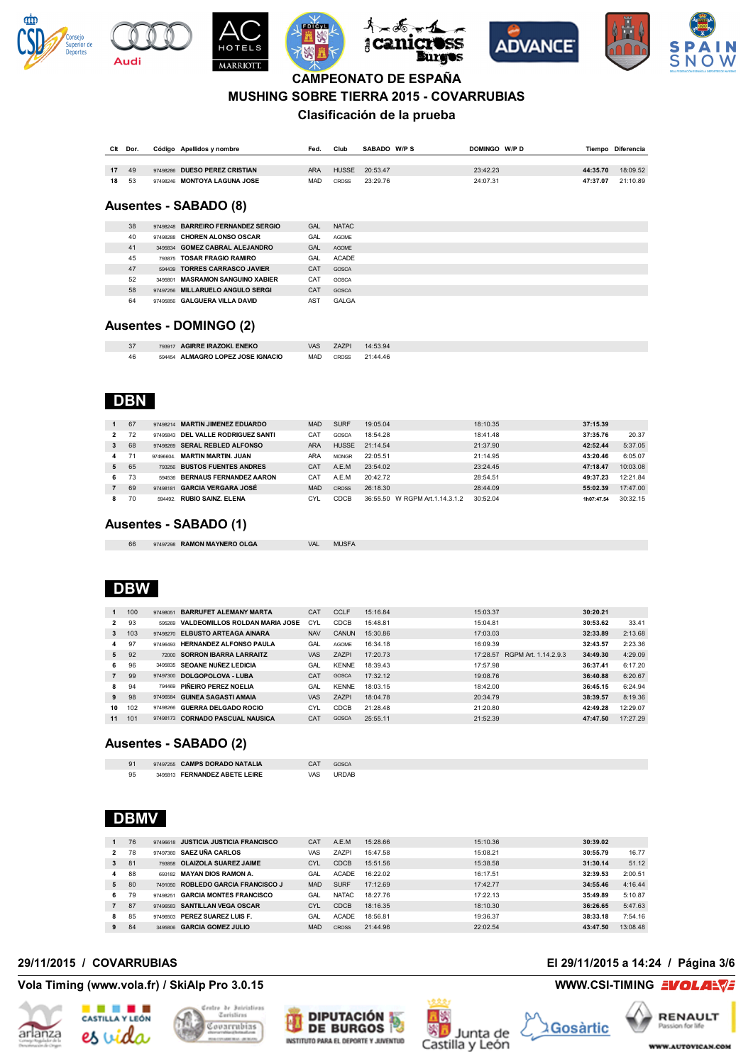# CAMPEONATO DE ESPAÑA
## MUSHING SOBRE TIERRA 2015 - COVARRUBIAS
### Clasificación de la prueba

| Clt | Dor. | Código | Apellidos y nombre | Fed. | Club | SABADO | W/P S | DOMINGO | W/P D | Tiempo | Diferencia |
|---|---|---|---|---|---|---|---|---|---|---|---|
| 17 | 49 | 97498286 | DUESO PEREZ CRISTIAN | ARA | HUSSE | 20:53.47 | | 23:42.23 | | 44:35.70 | 18:09.52 |
| 18 | 53 | 97498246 | MONTOYA LAGUNA JOSE | MAD | CROSS | 23:29.76 | | 24:07.31 | | 47:37.07 | 21:10.89 |

## Ausentes - SABADO (8)

| Dor. | Código | Apellidos y nombre | Fed. | Club |
|---|---|---|---|---|
| 38 | 97498248 | BARREIRO FERNANDEZ SERGIO | GAL | NATAC |
| 40 | 97498288 | CHOREN ALONSO OSCAR | GAL | AGOME |
| 41 | 3495834 | GOMEZ CABRAL ALEJANDRO | GAL | AGOME |
| 45 | 793875 | TOSAR FRAGIO RAMIRO | GAL | ACADE |
| 47 | 594439 | TORRES CARRASCO JAVIER | CAT | GOSCA |
| 52 | 3495801 | MASRAMON SANGUINO XABIER | CAT | GOSCA |
| 58 | 97497256 | MILLARUELO ANGULO SERGI | CAT | GOSCA |
| 64 | 97495856 | GALGUERA VILLA DAVID | AST | GALGA |

## Ausentes - DOMINGO (2)

| Dor. | Código | Apellidos y nombre | Fed. | Club | SABADO |
|---|---|---|---|---|---|
| 37 | 793917 | AGIRRE IRAZOKI ENEKO | VAS | ZAZPI | 14:53.94 |
| 46 | 594454 | ALMAGRO LOPEZ JOSE IGNACIO | MAD | CROSS | 21:44.46 |

## DBN

| Clt | Dor. | Código | Apellidos y nombre | Fed. | Club | SABADO | W/P S | DOMINGO | W/P D | Tiempo | Diferencia |
|---|---|---|---|---|---|---|---|---|---|---|---|
| 1 | 67 | 97498214 | MARTIN JIMENEZ EDUARDO | MAD | SURF | 19:05.04 | | 18:10.35 | | 37:15.39 | |
| 2 | 72 | 97495843 | DEL VALLE RODRIGUEZ SANTI | CAT | GOSCA | 18:54.28 | | 18:41.48 | | 37:35.76 | 20.37 |
| 3 | 68 | 97498289 | SERAL REBLED ALFONSO | ARA | HUSSE | 21:14.54 | | 21:37.90 | | 42:52.44 | 5:37.05 |
| 4 | 71 | 97496604. | MARTIN MARTIN. JUAN | ARA | MONGR | 22:05.51 | | 21:14.95 | | 43:20.46 | 6:05.07 |
| 5 | 65 | 793256 | BUSTOS FUENTES ANDRES | CAT | A.E.M | 23:54.02 | | 23:24.45 | | 47:18.47 | 10:03.08 |
| 6 | 73 | 594536 | BERNAUS FERNANDEZ AARON | CAT | A.E.M | 20:42.72 | | 28:54.51 | | 49:37.23 | 12:21.84 |
| 7 | 69 | 97498181 | GARCIA VERGARA JOSÉ | MAD | CROSS | 26:18.30 | | 28:44.09 | | 55:02.39 | 17:47.00 |
| 8 | 70 | 594492. | RUBIO SAINZ. ELENA | CYL | CDCB | 36:55.50 | W RGPM Art.1.14.3.1.2 | 30:52.04 | | 1h07:47.54 | 30:32.15 |

## Ausentes - SABADO (1)

| Dor. | Código | Apellidos y nombre | Fed. | Club |
|---|---|---|---|---|
| 66 | 97497298 | RAMON MAYNERO OLGA | VAL | MUSFA |

## DBW

| Clt | Dor. | Código | Apellidos y nombre | Fed. | Club | SABADO | W/P S | DOMINGO | W/P D | Tiempo | Diferencia |
|---|---|---|---|---|---|---|---|---|---|---|---|
| 1 | 100 | 97498051 | BARRUFET ALEMANY MARTA | CAT | CCLF | 15:16.84 | | 15:03.37 | | 30:20.21 | |
| 2 | 93 | 595289 | VALDEOMILLOS ROLDAN MARIA JOSE | CYL | CDCB | 15:48.81 | | 15:04.81 | | 30:53.62 | 33.41 |
| 3 | 103 | 97498270 | ELBUSTO ARTEAGA AINARA | NAV | CANUN | 15:30.86 | | 17:03.03 | | 32:33.89 | 2:13.68 |
| 4 | 97 | 97496493 | HERNANDEZ ALFONSO PAULA | GAL | AGOME | 16:34.18 | | 16:09.39 | | 32:43.57 | 2:23.36 |
| 5 | 92 | 72000 | SORRON IBARRA LARRAITZ | VAS | ZAZPI | 17:20.73 | | 17:28.57 | RGPM Art. 1.14.2.9.3 | 34:49.30 | 4:29.09 |
| 6 | 96 | 3495835 | SEOANE NUÑEZ LEDICIA | GAL | KENNE | 18:39.43 | | 17:57.98 | | 36:37.41 | 6:17.20 |
| 7 | 99 | 97497300 | DOLGOPOLOVA - LUBA | CAT | GOSCA | 17:32.12 | | 19:08.76 | | 36:40.88 | 6:20.67 |
| 8 | 94 | 794469 | PIÑEIRO PEREZ NOELIA | GAL | KENNE | 18:03.15 | | 18:42.00 | | 36:45.15 | 6:24.94 |
| 9 | 98 | 97496584 | GUINEA SAGASTI AMAIA | VAS | ZAZPI | 18:04.78 | | 20:34.79 | | 38:39.57 | 8:19.36 |
| 10 | 102 | 97498286 | GUERRA DELGADO ROCIO | CYL | CDCB | 21:28.48 | | 21:20.80 | | 42:49.28 | 12:29.07 |
| 11 | 101 | 97498173 | CORNADO PASCUAL NAUSICA | CAT | GOSCA | 25:55.11 | | 21:52.39 | | 47:47.50 | 17:27.29 |

## Ausentes - SABADO (2)

| Dor. | Código | Apellidos y nombre | Fed. | Club |
|---|---|---|---|---|
| 91 | 97497255 | CAMPS DORADO NATALIA | CAT | GOSCA |
| 95 | 3495813 | FERNANDEZ ABETE LEIRE | VAS | URDAB |

## DBMV

| Clt | Dor. | Código | Apellidos y nombre | Fed. | Club | SABADO | W/P S | DOMINGO | W/P D | Tiempo | Diferencia |
|---|---|---|---|---|---|---|---|---|---|---|---|
| 1 | 76 | 97496618 | JUSTICIA JUSTICIA FRANCISCO | CAT | A.E.M | 15:28.66 | | 15:10.36 | | 30:39.02 | |
| 2 | 78 | 97497360 | SAEZ UÑA CARLOS | VAS | ZAZPI | 15:47.58 | | 15:08.21 | | 30:55.79 | 16.77 |
| 3 | 81 | 793858 | OLAIZOLA SUAREZ JAIME | CYL | CDCB | 15:51.56 | | 15:38.58 | | 31:30.14 | 51.12 |
| 4 | 88 | 693182 | MAYAN DIOS RAMON A. | GAL | ACADE | 16:22.02 | | 16:17.51 | | 32:39.53 | 2:00.51 |
| 5 | 80 | 7491050 | ROBLEDO GARCIA FRANCISCO J | MAD | SURF | 17:12.69 | | 17:42.77 | | 34:55.46 | 4:16.44 |
| 6 | 79 | 97498251 | GARCIA MONTES FRANCISCO | GAL | NATAC | 18:27.76 | | 17:22.13 | | 35:49.89 | 5:10.87 |
| 7 | 87 | 97496583 | SANTILLAN VEGA OSCAR | CYL | CDCB | 18:16.35 | | 18:10.30 | | 36:26.65 | 5:47.63 |
| 8 | 85 | 97496503 | PEREZ SUAREZ LUIS F. | GAL | ACADE | 18:56.81 | | 19:36.37 | | 38:33.18 | 7:54.16 |
| 9 | 84 | 3495806 | GARCIA GOMEZ JULIO | MAD | CROSS | 21:44.96 | | 22:02.54 | | 43:47.50 | 13:08.48 |

29/11/2015 / COVARRUBIAS — El 29/11/2015 a 14:24

Vola Timing (www.vola.fr) / SkiAlp Pro 3.0.15 — WWW.CSI-TIMING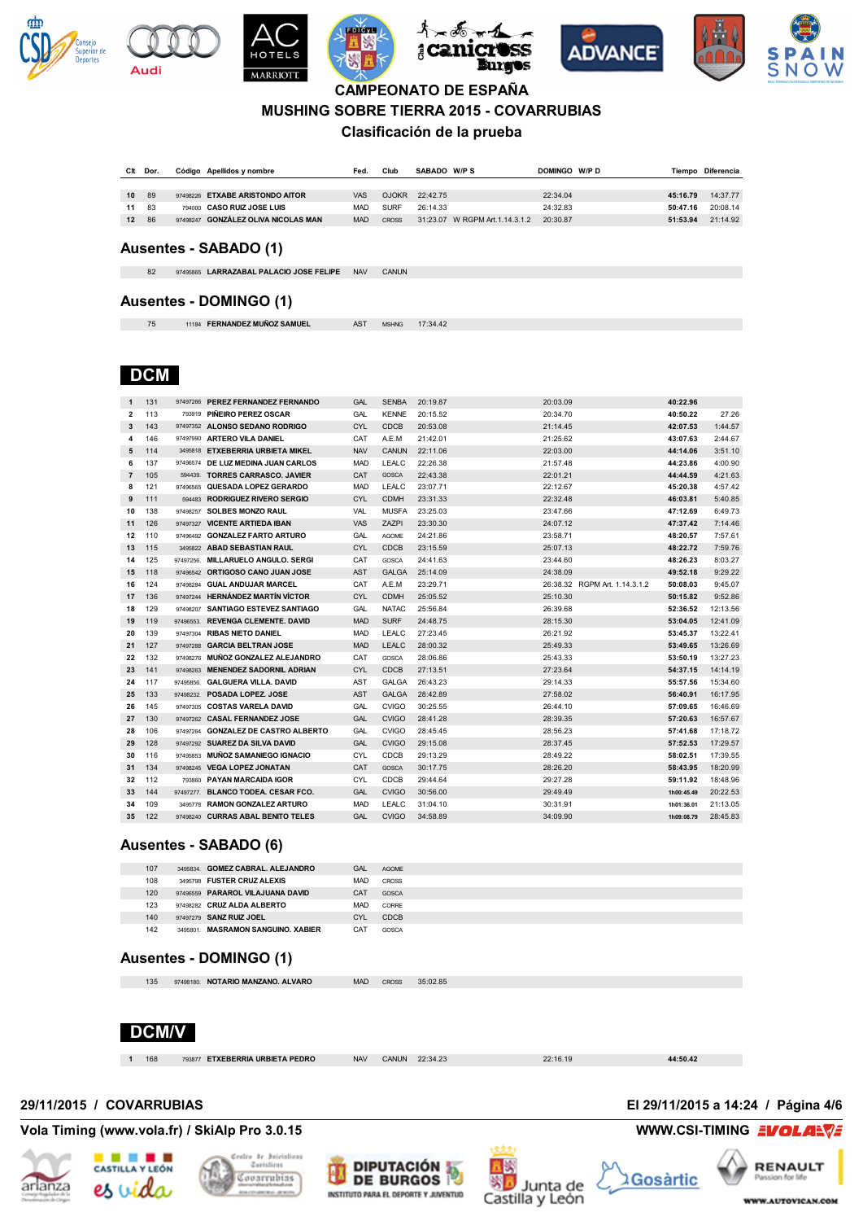# CAMPEONATO DE ESPAÑA
## MUSHING SOBRE TIERRA 2015 - COVARRUBIAS
### Clasificación de la prueba

| Clt | Dor. | Código | Apellidos y nombre | Fed. | Club | SABADO | W/P S | DOMINGO | W/P D | Tiempo | Diferencia |
|---|---|---|---|---|---|---|---|---|---|---|---|
| 10 | 89 | 97498226 | ETXABE ARISTONDO AITOR | VAS | OJOKR | 22:42.75 | | 22:34.04 | | 45:16.79 | 14:37.77 |
| 11 | 83 | 794000 | CASO RUIZ JOSE LUIS | MAD | SURF | 26:14.33 | | 24:32.83 | | 50:47.16 | 20:08.14 |
| 12 | 86 | 97498247 | GONZÁLEZ OLIVA NICOLAS MAN | MAD | CROSS | 31:23.07 | W RGPM Art.1.14.3.1.2 | 20:30.87 | | 51:53.94 | 21:14.92 |

## Ausentes - SABADO (1)

| Dor. | Código | Apellidos y nombre | Fed. | Club |
|---|---|---|---|---|
| 82 | 97495865 | LARRAZABAL PALACIO JOSE FELIPE | NAV | CANUN |

## Ausentes - DOMINGO (1)

| Dor. | Código | Apellidos y nombre | Fed. | Club | SABADO |
|---|---|---|---|---|---|
| 75 | 11184 | FERNANDEZ MUÑOZ SAMUEL | AST | MSHNG | 17:34.42 |

## DCM

| Clt | Dor. | Código | Apellidos y nombre | Fed. | Club | SABADO | W/P S | DOMINGO | W/P D | Tiempo | Diferencia |
|---|---|---|---|---|---|---|---|---|---|---|---|
| 1 | 131 | 97497266 | PEREZ FERNANDEZ FERNANDO | GAL | SENBA | 20:19.87 | | 20:03.09 | | 40:22.96 | |
| 2 | 113 | 793919 | PIÑEIRO PEREZ OSCAR | GAL | KENNE | 20:15.52 | | 20:34.70 | | 40:50.22 | 27.26 |
| 3 | 143 | 97497352 | ALONSO SEDANO RODRIGO | CYL | CDCB | 20:53.08 | | 21:14.45 | | 42:07.53 | 1:44.57 |
| 4 | 146 | 97497990 | ARTERO VILA DANIEL | CAT | A.E.M | 21:42.01 | | 21:25.62 | | 43:07.63 | 2:44.67 |
| 5 | 114 | 3495818 | ETXEBERRIA URBIETA MIKEL | NAV | CANUN | 22:11.06 | | 22:03.00 | | 44:14.06 | 3:51.10 |
| 6 | 137 | 97496574 | DE LUZ MEDINA JUAN CARLOS | MAD | LEALC | 22:26.38 | | 21:57.48 | | 44:23.86 | 4:00.90 |
| 7 | 105 | 594439. | TORRES CARRASCO. JAVIER | CAT | GOSCA | 22:43.38 | | 22:01.21 | | 44:44.59 | 4:21.63 |
| 8 | 121 | 97496565 | QUESADA LOPEZ GERARDO | MAD | LEALC | 23:07.71 | | 22:12.67 | | 45:20.38 | 4:57.42 |
| 9 | 111 | 594483 | RODRIGUEZ RIVERO SERGIO | CYL | CDMH | 23:31.33 | | 22:32.48 | | 46:03.81 | 5:40.85 |
| 10 | 138 | 97498257 | SOLBES MONZO RAUL | VAL | MUSFA | 23:25.03 | | 23:47.66 | | 47:12.69 | 6:49.73 |
| 11 | 126 | 97497327 | VICENTE ARTIEDA IBAN | VAS | ZAZPI | 23:30.30 | | 24:07.12 | | 47:37.42 | 7:14.46 |
| 12 | 110 | 97496492 | GONZALEZ FARTO ARTURO | GAL | AGOME | 24:21.86 | | 23:58.71 | | 48:20.57 | 7:57.61 |
| 13 | 115 | 3495822 | ABAD SEBASTIAN RAUL | CYL | CDCB | 23:15.59 | | 25:07.13 | | 48:22.72 | 7:59.76 |
| 14 | 125 | 97497256. | MILLARUELO ANGULO. SERGI | CAT | GOSCA | 24:41.63 | | 23:44.60 | | 48:26.23 | 8:03.27 |
| 15 | 118 | 97496542 | ORTIGOSO CANO JUAN JOSE | AST | GALGA | 25:14.09 | | 24:38.09 | | 49:52.18 | 9:29.22 |
| 16 | 124 | 97498284 | GUAL ANDUJAR MARCEL | CAT | A.E.M | 23:29.71 | | 26:38.32 | RGPM Art. 1.14.3.1.2 | 50:08.03 | 9:45.07 |
| 17 | 136 | 97497244 | HERNÁNDEZ MARTÍN VÍCTOR | CYL | CDMH | 25:05.52 | | 25:10.30 | | 50:15.82 | 9:52.86 |
| 18 | 129 | 97498207 | SANTIAGO ESTEVEZ SANTIAGO | GAL | NATAC | 25:56.84 | | 26:39.68 | | 52:36.52 | 12:13.56 |
| 19 | 119 | 97496553. | REVENGA CLEMENTE. DAVID | MAD | SURF | 24:48.75 | | 28:15.30 | | 53:04.05 | 12:41.09 |
| 20 | 139 | 97497304 | RIBAS NIETO DANIEL | MAD | LEALC | 27:23.45 | | 26:21.92 | | 53:45.37 | 13:22.41 |
| 21 | 127 | 97497288 | GARCIA BELTRAN JOSE | MAD | LEALC | 28:00.32 | | 25:49.33 | | 53:49.65 | 13:26.69 |
| 22 | 132 | 97498276 | MUÑOZ GONZALEZ ALEJANDRO | CAT | GOSCA | 28:06.86 | | 25:43.33 | | 53:50.19 | 13:27.23 |
| 23 | 141 | 97498263 | MENENDEZ SADORNIL ADRIAN | CYL | CDCB | 27:13.51 | | 27:23.64 | | 54:37.15 | 14:14.19 |
| 24 | 117 | 97495856. | GALGUERA VILLA. DAVID | AST | GALGA | 26:43.23 | | 29:14.33 | | 55:57.56 | 15:34.60 |
| 25 | 133 | 97498232. | POSADA LOPEZ. JOSE | AST | GALGA | 28:42.89 | | 27:58.02 | | 56:40.91 | 16:17.95 |
| 26 | 145 | 97497305 | COSTAS VARELA DAVID | GAL | CVIGO | 30:25.55 | | 26:44.10 | | 57:09.65 | 16:46.69 |
| 27 | 130 | 97497262 | CASAL FERNANDEZ JOSE | GAL | CVIGO | 28:41.28 | | 28:39.35 | | 57:20.63 | 16:57.67 |
| 28 | 106 | 97497264 | GONZALEZ DE CASTRO ALBERTO | GAL | CVIGO | 28:45.45 | | 28:56.23 | | 57:41.68 | 17:18.72 |
| 29 | 128 | 97497292 | SUAREZ DA SILVA DAVID | GAL | CVIGO | 29:15.08 | | 28:37.45 | | 57:52.53 | 17:29.57 |
| 30 | 116 | 97495853 | MUÑOZ SAMANIEGO IGNACIO | CYL | CDCB | 29:13.29 | | 28:49.22 | | 58:02.51 | 17:39.55 |
| 31 | 134 | 97498245 | VEGA LOPEZ JONATAN | CAT | GOSCA | 30:17.75 | | 28:26.20 | | 58:43.95 | 18:20.99 |
| 32 | 112 | 793860 | PAYAN MARCAIDA IGOR | CYL | CDCB | 29:44.64 | | 29:27.28 | | 59:11.92 | 18:48.96 |
| 33 | 144 | 97497277. | BLANCO TODEA. CESAR FCO. | GAL | CVIGO | 30:56.00 | | 29:49.49 | | 1h00:45.49 | 20:22.53 |
| 34 | 109 | 3495778 | RAMON GONZALEZ ARTURO | MAD | LEALC | 31:04.10 | | 30:31.91 | | 1h01:36.01 | 21:13.05 |
| 35 | 122 | 97498240 | CURRAS ABAL BENITO TELES | GAL | CVIGO | 34:58.89 | | 34:09.90 | | 1h09:08.79 | 28:45.83 |

## Ausentes - SABADO (6)

| Dor. | Código | Apellidos y nombre | Fed. | Club |
|---|---|---|---|---|
| 107 | 3495834. | GOMEZ CABRAL. ALEJANDRO | GAL | AGOME |
| 108 | 3495798 | FUSTER CRUZ ALEXIS | MAD | CROSS |
| 120 | 97496559 | PARAROL VILAJUANA DAVID | CAT | GOSCA |
| 123 | 97498282 | CRUZ ALDA ALBERTO | MAD | CORRE |
| 140 | 97497279 | SANZ RUIZ JOEL | CYL | CDCB |
| 142 | 3495801. | MASRAMON SANGUINO. XABIER | CAT | GOSCA |

## Ausentes - DOMINGO (1)

| Dor. | Código | Apellidos y nombre | Fed. | Club | SABADO |
|---|---|---|---|---|---|
| 135 | 97498180. | NOTARIO MANZANO. ALVARO | MAD | CROSS | 35:02.85 |

## DCM/V

| Clt | Dor. | Código | Apellidos y nombre | Fed. | Club | SABADO | DOMINGO | Tiempo |
|---|---|---|---|---|---|---|---|---|
| 1 | 168 | 793877 | ETXEBERRIA URBIETA PEDRO | NAV | CANUN | 22:34.23 | 22:16.19 | 44:50.42 |

29/11/2015 / COVARRUBIAS — El 29/11/2015 a 14:24

Vola Timing (www.vola.fr) / SkiAlp Pro 3.0.15 — WWW.CSI-TIMING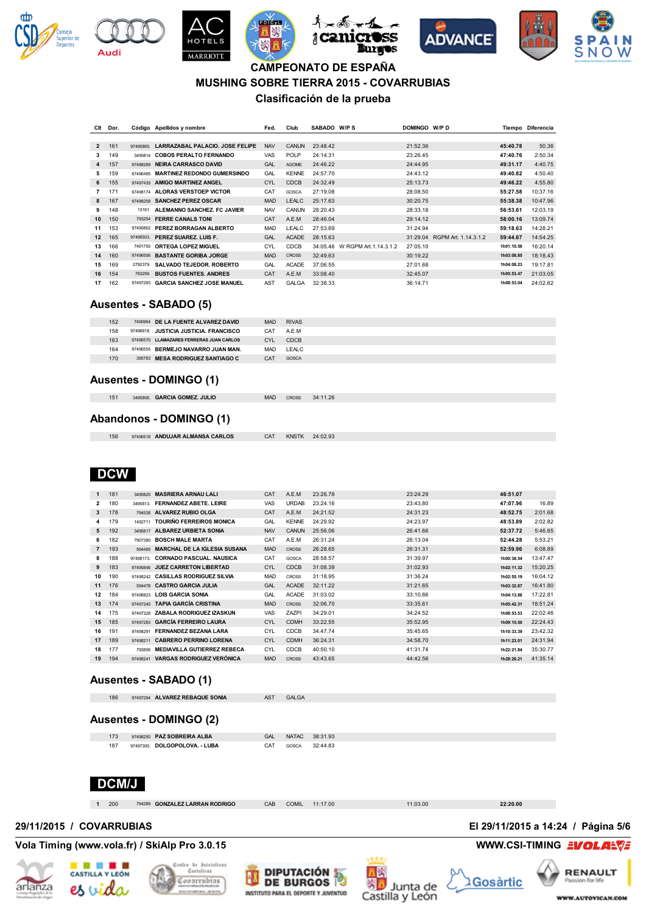# CAMPEONATO DE ESPAÑA
## MUSHING SOBRE TIERRA 2015 - COVARRUBIAS
### Clasificación de la prueba

| Clt | Dor. | Código | Apellidos y nombre | Fed. | Club | SABADO | W/P S | DOMINGO | W/P D | Tiempo | Diferencia |
|---|---|---|---|---|---|---|---|---|---|---|---|
| 2 | 161 | 97495865. | LARRAZABAL PALACIO. JOSE FELIPE | NAV | CANUN | 23:48.42 | | 21:52.36 | | 45:40.78 | 50.36 |
| 3 | 149 | 3495814 | COBOS PERALTO FERNANDO | VAS | POLP | 24:14.31 | | 23:26.45 | | 47:40.76 | 2:50.34 |
| 4 | 157 | 97498289 | NEIRA CARRASCO DAVID | GAL | AGOME | 24:46.22 | | 24:44.95 | | 49:31.17 | 4:40.75 |
| 5 | 159 | 97496495 | MARTINEZ REDONDO GUMERSINDO | GAL | KENNE | 24:57.70 | | 24:43.12 | | 49:40.82 | 4:50.40 |
| 6 | 155 | 97497435 | AMIGO MARTINEZ ANGEL | CYL | CDCB | 24:32.49 | | 25:13.73 | | 49:46.22 | 4:55.80 |
| 7 | 171 | 97498174 | ALORAS VERSTOEP VICTOR | CAT | GOSCA | 27:19.08 | | 28:08.50 | | 55:27.58 | 10:37.16 |
| 8 | 167 | 97498258 | SANCHEZ PEREZ OSCAR | MAD | LEALC | 25:17.63 | | 30:20.75 | | 55:38.38 | 10:47.96 |
| 9 | 148 | 13161. | ALEMANNO SANCHEZ. FC JAVIER | NAV | CANUN | 28:20.43 | | 28:33.18 | | 56:53.61 | 12:03.19 |
| 10 | 150 | 793254 | FERRE CANALS TONI | CAT | A.E.M | 28:46.04 | | 29:14.12 | | 58:00.16 | 13:09.74 |
| 11 | 153 | 97495862 | PEREZ BORRAGAN ALBERTO | MAD | LEALC | 27:53.69 | | 31:24.94 | | 59:18.63 | 14:28.21 |
| 12 | 165 | 97496503. | PEREZ SUAREZ. LUIS F. | GAL | ACADE | 28:15.63 | | 31:29.04 | RGPM Art. 1.14.3.1.2 | 59:44.67 | 14:54.25 |
| 13 | 166 | 7491750 | ORTEGA LOPEZ MIGUEL | CYL | CDCB | 34:05.46 | W RGPM Art.1.14.3.1.2 | 27:05.10 | | 1h01:10.56 | 16:20.14 |
| 14 | 160 | 97496506 | BASTANTE GORIBA JORGE | MAD | CROSS | 32:49.63 | | 30:19.22 | | 1h03:08.85 | 18:18.43 |
| 15 | 169 | 2792379. | SALVADO TEJEDOR. ROBERTO | GAL | ACADE | 37:06.55 | | 27:01.68 | | 1h04:08.23 | 19:17.81 |
| 16 | 154 | 793256. | BUSTOS FUENTES. ANDRES | CAT | A.E.M | 33:08.40 | | 32:45.07 | | 1h05:53.47 | 21:03.05 |
| 17 | 162 | 97497293 | GARCIA SANCHEZ JOSE MANUEL | AST | GALGA | 32:38.33 | | 36:14.71 | | 1h08:53.04 | 24:02.62 |

## Ausentes - SABADO (5)

| Dor. | Código | Apellidos y nombre | Fed. | Club |
|---|---|---|---|---|
| 152 | 7490964 | DE LA FUENTE ALVAREZ DAVID | MAD | RIVAS |
| 158 | 97496618. | JUSTICIA JUSTICIA. FRANCISCO | CAT | A.E.M |
| 163 | 97496570 | LLAMAZARES FERRERAS JUAN CARLOS | CYL | CDCB |
| 164 | 97496555 | BERMEJO NAVARRO JUAN MAN. | MAD | LEALC |
| 170 | 395783 | MESA RODRIGUEZ SANTIAGO C | CAT | GOSCA |

## Ausentes - DOMINGO (1)

| Dor. | Código | Apellidos y nombre | Fed. | Club | SABADO |
|---|---|---|---|---|---|
| 151 | 3495806. | GARCIA GOMEZ. JULIO | MAD | CROSS | 34:11.26 |

## Abandonos - DOMINGO (1)

| Dor. | Código | Apellidos y nombre | Fed. | Club | SABADO |
|---|---|---|---|---|---|
| 156 | 97496518 | ANDUJAR ALMANSA CARLOS | CAT | KNSTK | 24:02.93 |

## DCW

| Clt | Dor. | Código | Apellidos y nombre | Fed. | Club | SABADO | DOMINGO | Tiempo | Diferencia |
|---|---|---|---|---|---|---|---|---|---|
| 1 | 181 | 3495825 | MASRIERA ARNAU LALI | CAT | A.E.M | 23:26.78 | 23:24.29 | 46:51.07 | |
| 2 | 180 | 3495813. | FERNANDEZ ABETE. LEIRE | VAS | URDAB | 23:24.16 | 23:43.80 | 47:07.96 | 16.89 |
| 3 | 178 | 794538 | ALVAREZ RUBIO OLGA | CAT | A.E.M | 24:21.52 | 24:31.23 | 48:52.75 | 2:01.68 |
| 4 | 179 | 1492711 | TOURIÑO FERREIROS MONICA | GAL | KENNE | 24:29.92 | 24:23.97 | 48:53.89 | 2:02.82 |
| 5 | 192 | 3495817 | ALBAREZ URBIETA SONIA | NAV | CANUN | 25:56.06 | 26:41.66 | 52:37.72 | 5:46.65 |
| 6 | 182 | 7907390 | BOSCH MALE MARTA | CAT | A.E.M | 26:31.24 | 26:13.04 | 52:44.28 | 5:53.21 |
| 7 | 193 | 594485 | MARCHAL DE LA IGLESIA SUSANA | MAD | CROSS | 26:28.65 | 26:31.31 | 52:59.96 | 6:08.89 |
| 8 | 188 | 97498173. | CORNADO PASCUAL. NAUSICA | CAT | GOSCA | 28:58.57 | 31:39.97 | 1h00:38.54 | 13:47.47 |
| 9 | 183 | 97495846 | JUEZ CARRETON LIBERTAD | CYL | CDCB | 31:08.39 | 31:02.93 | 1h02:11.32 | 15:20.25 |
| 10 | 190 | 97498242 | CASILLAS RODRIGUEZ SILVIA | MAD | CROSS | 31:18.95 | 31:36.24 | 1h02:55.19 | 16:04.12 |
| 11 | 176 | 594478 | CASTRO GARCIA JULIA | GAL | ACADE | 32:11.22 | 31:21.65 | 1h03:32.87 | 16:41.80 |
| 12 | 184 | 97496823 | LOIS GARCIA SONIA | GAL | ACADE | 31:03.02 | 33:10.86 | 1h04:13.88 | 17:22.81 |
| 13 | 174 | 97497245 | TAPIA GARCÍA CRISTINA | MAD | CROSS | 32:06.70 | 33:35.61 | 1h05:42.31 | 18:51.24 |
| 14 | 175 | 97497328 | ZABALA RODRIGUEZ IZASKUN | VAS | ZAZPI | 34:29.01 | 34:24.52 | 1h08:53.53 | 22:02.46 |
| 15 | 185 | 97497283 | GARCÍA FERREIRO LAURA | CYL | CDMH | 33:22.55 | 35:52.95 | 1h09:15.50 | 22:24.43 |
| 16 | 191 | 97498291 | FERNANDEZ BEZANA LARA | CYL | CDCB | 34:47.74 | 35:45.65 | 1h10:33.39 | 23:42.32 |
| 17 | 189 | 97498211 | CABRERO PERRINO LORENA | CYL | CDMH | 36:24.31 | 34:58.70 | 1h11:23.01 | 24:31.94 |
| 18 | 177 | 793856 | MEDIAVILLA GUTIERREZ REBECA | CYL | CDCB | 40:50.10 | 41:31.74 | 1h22:21.84 | 35:30.77 |
| 19 | 194 | 97498241 | VARGAS RODRIGUEZ VERÓNICA | MAD | CROSS | 43:43.65 | 44:42.56 | 1h28:26.21 | 41:35.14 |

## Ausentes - SABADO (1)

| Dor. | Código | Apellidos y nombre | Fed. | Club |
|---|---|---|---|---|
| 186 | 97497294 | ALVAREZ REBAQUE SONIA | AST | GALGA |

## Ausentes - DOMINGO (2)

| Dor. | Código | Apellidos y nombre | Fed. | Club | SABADO |
|---|---|---|---|---|---|
| 173 | 97498250 | PAZ SOBREIRA ALBA | GAL | NATAC | 38:31.93 |
| 187 | 97497300. | DOLGOPOLOVA. - LUBA | CAT | GOSCA | 32:44.83 |

## DCM/J

| Clt | Dor. | Código | Apellidos y nombre | Fed. | Club | SABADO | DOMINGO | Tiempo |
|---|---|---|---|---|---|---|---|---|
| 1 | 200 | 794289 | GONZALEZ LARRAN RODRIGO | CAB | COMIL | 11:17.00 | 11:03.00 | 22:20.00 |

29/11/2015 / COVARRUBIAS

El 29/11/2015 a 14:24 / Página 5/6

Vola Timing (www.vola.fr) / SkiAlp Pro 3.0.15

WWW.CSI-TIMING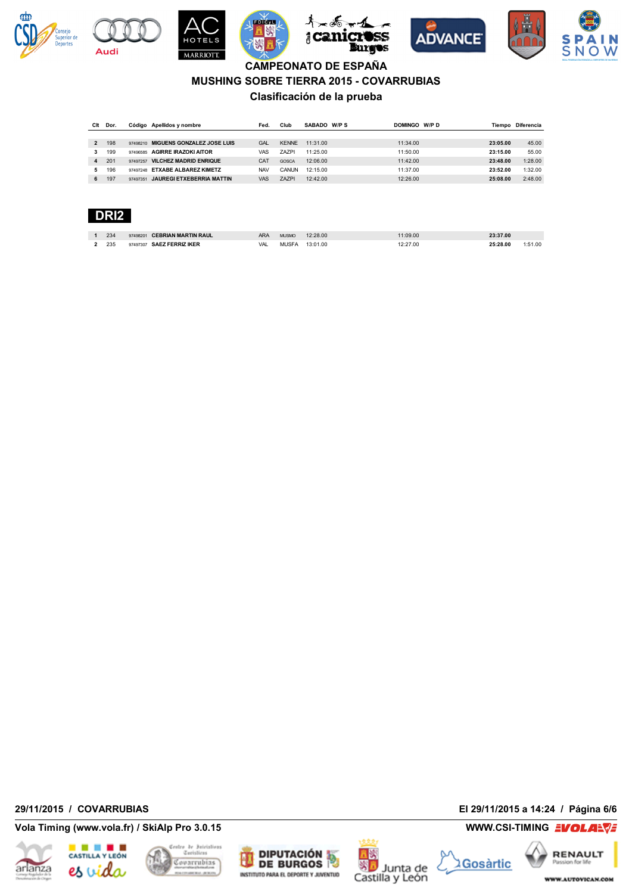# CAMPEONATO DE ESPAÑA
## MUSHING SOBRE TIERRA 2015 - COVARRUBIAS
### Clasificación de la prueba

| Clt | Dor. | Código | Apellidos y nombre | Fed. | Club | SABADO | W/P S | DOMINGO | W/P D | Tiempo | Diferencia |
|---|---|---|---|---|---|---|---|---|---|---|---|
| 2 | 198 | 97498210 | **MIGUENS GONZALEZ JOSE LUIS** | GAL | KENNE | 11:31.00 | | 11:34.00 | | **23:05.00** | 45.00 |
| 3 | 199 | 97496585 | **AGIRRE IRAZOKI AITOR** | VAS | ZAZPI | 11:25.00 | | 11:50.00 | | **23:15.00** | 55.00 |
| 4 | 201 | 97497257 | **VILCHEZ MADRID ENRIQUE** | CAT | GOSCA | 12:06.00 | | 11:42.00 | | **23:48.00** | 1:28.00 |
| 5 | 196 | 97497248 | **ETXABE ALBAREZ KIMETZ** | NAV | CANUN | 12:15.00 | | 11:37.00 | | **23:52.00** | 1:32.00 |
| 6 | 197 | 97497351 | **JAUREGI ETXEBERRIA MATTIN** | VAS | ZAZPI | 12:42.00 | | 12:26.00 | | **25:08.00** | 2:48.00 |

## DRI2

| Clt | Dor. | Código | Apellidos y nombre | Fed. | Club | SABADO | W/P S | DOMINGO | W/P D | Tiempo | Diferencia |
|---|---|---|---|---|---|---|---|---|---|---|---|
| 1 | 234 | 97498201 | **CEBRIAN MARTIN RAUL** | ARA | MUSMO | 12:28.00 | | 11:09.00 | | **23:37.00** | |
| 2 | 235 | 97497307 | **SAEZ FERRIZ IKER** | VAL | MUSFA | 13:01.00 | | 12:27.00 | | **25:28.00** | 1:51.00 |

**29/11/2015 / COVARRUBIAS** — **El 29/11/2015 a 14:24**

**Vola Timing (www.vola.fr) / SkiAlp Pro 3.0.15** — **WWW.CSI-TIMING**